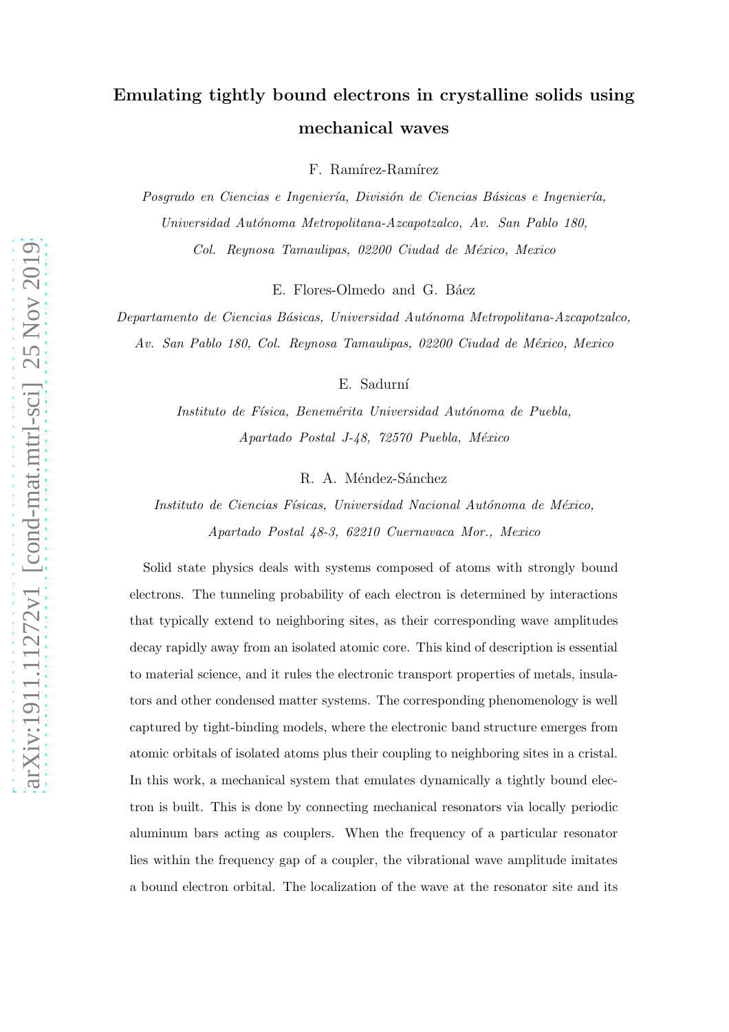# Emulating tightly bound electrons in crystalline solids using mechanical waves

F. Ramírez-Ramírez

*Posgrado en Ciencias e Ingeniería, División de Ciencias Básicas e Ingeniería, Universidad Autónoma Metropolitana-Azcapotzalco, Av. San Pablo 180, Col. Reynosa Tamaulipas, 02200 Ciudad de México, Mexico*

E. Flores-Olmedo and G. Báez

*Departamento de Ciencias Básicas, Universidad Autónoma Metropolitana-Azcapotzalco, Av. San Pablo 180, Col. Reynosa Tamaulipas, 02200 Ciudad de México, Mexico*

E. Sadurní

*Instituto de Física, Benemérita Universidad Autónoma de Puebla, Apartado Postal J-48, 72570 Puebla, México*

R. A. Méndez-Sánchez

*Instituto de Ciencias Físicas, Universidad Nacional Autónoma de México, Apartado Postal 48-3, 62210 Cuernavaca Mor., Mexico*

Solid state physics deals with systems composed of atoms with strongly bound electrons. The tunneling probability of each electron is determined by interactions that typically extend to neighboring sites, as their corresponding wave amplitudes decay rapidly away from an isolated atomic core. This kind of description is essential to material science, and it rules the electronic transport properties of metals, insulators and other condensed matter systems. The corresponding phenomenology is well captured by tight-binding models, where the electronic band structure emerges from atomic orbitals of isolated atoms plus their coupling to neighboring sites in a cristal. In this work, a mechanical system that emulates dynamically a tightly bound electron is built. This is done by connecting mechanical resonators via locally periodic aluminum bars acting as couplers. When the frequency of a particular resonator lies within the frequency gap of a coupler, the vibrational wave amplitude imitates a bound electron orbital. The localization of the wave at the resonator site and its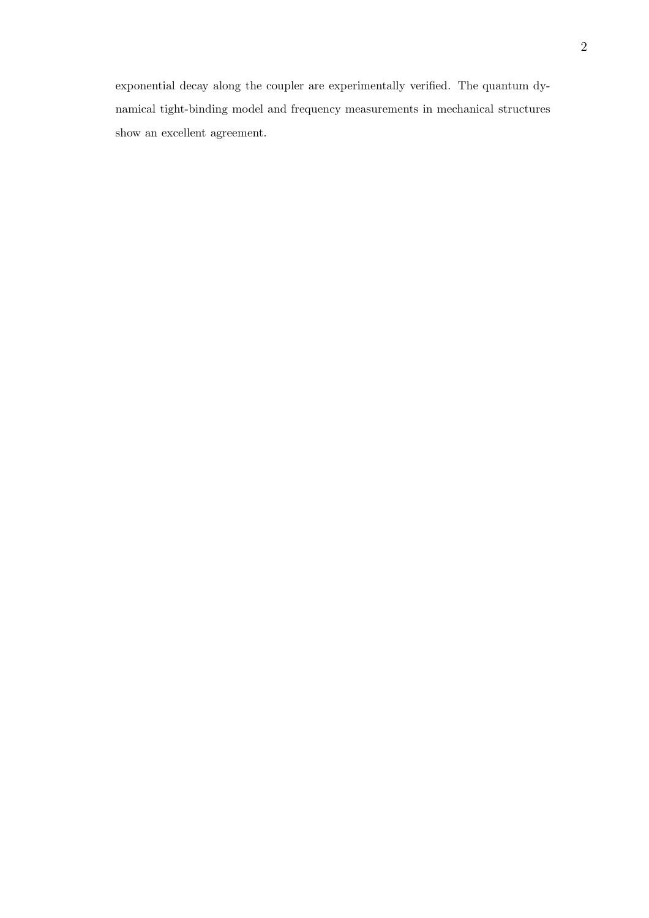exponential decay along the coupler are experimentally verified. The quantum dynamical tight-binding model and frequency measurements in mechanical structures show an excellent agreement.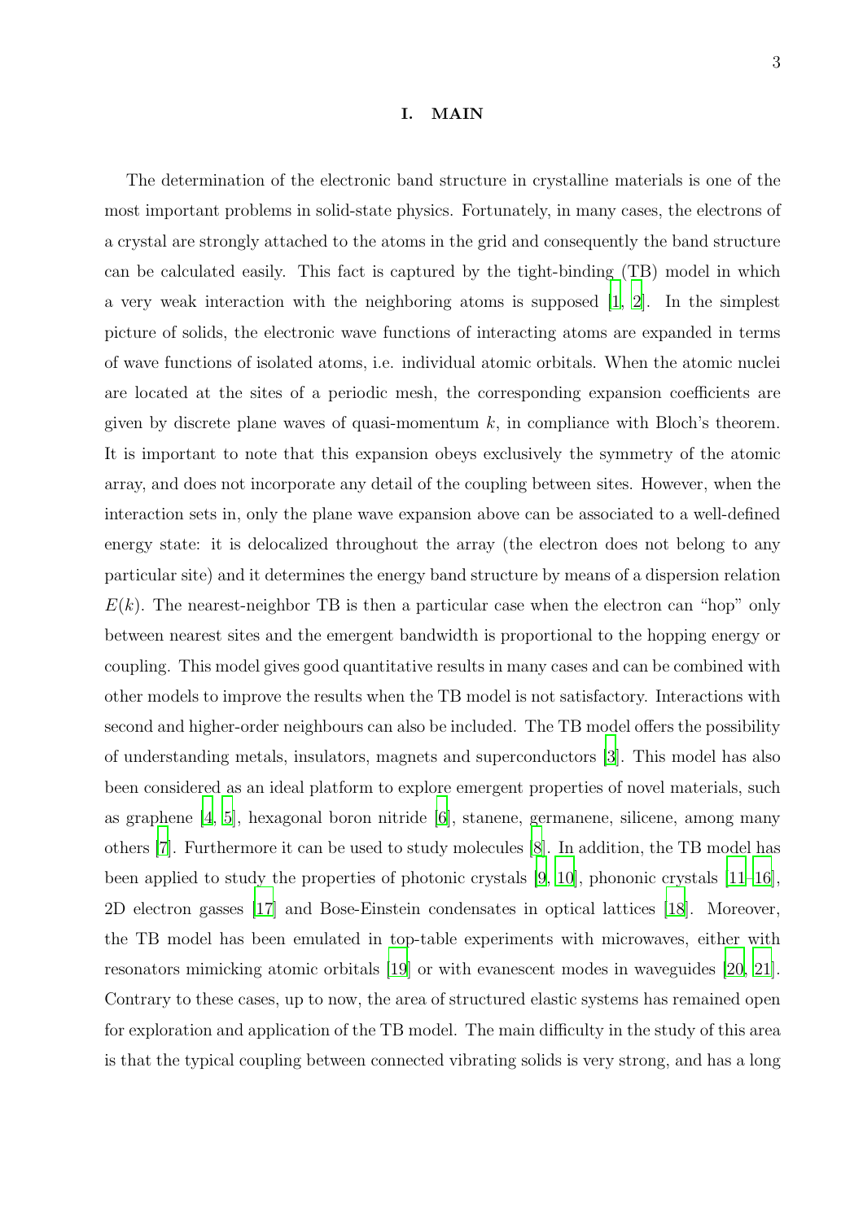# I. MAIN

The determination of the electronic band structure in crystalline materials is one of the most important problems in solid-state physics. Fortunately, in many cases, the electrons of a crystal are strongly attached to the atoms in the grid and consequently the band structure can be calculated easily. This fact is captured by the tight-binding (TB) model in which a very weak interaction with the neighboring atoms is supposed [1, 2]. In the simplest picture of solids, the electronic wave functions of interacting atoms are expanded in terms of wave functions of isolated atoms, i.e. individual atomic orbitals. When the atomic nuclei are located at the sites of a periodic mesh, the corresponding expansion coefficients are given by discrete plane waves of quasi-momentum $k$, in compliance with Bloch's theorem. It is important to note that this expansion obeys exclusively the symmetry of the atomic array, and does not incorporate any detail of the coupling between sites. However, when the interaction sets in, only the plane wave expansion above can be associated to a well-defined energy state: it is delocalized throughout the array (the electron does not belong to any particular site) and it determines the energy band structure by means of a dispersion relation $E(k)$. The nearest-neighbor TB is then a particular case when the electron can "hop" only between nearest sites and the emergent bandwidth is proportional to the hopping energy or coupling. This model gives good quantitative results in many cases and can be combined with other models to improve the results when the TB model is not satisfactory. Interactions with second and higher-order neighbours can also be included. The TB model offers the possibility of understanding metals, insulators, magnets and superconductors [3]. This model has also been considered as an ideal platform to explore emergent properties of novel materials, such as graphene [4, 5], hexagonal boron nitride [6], stanene, germanene, silicene, among many others [7]. Furthermore it can be used to study molecules [8]. In addition, the TB model has been applied to study the properties of photonic crystals [9, 10], phononic crystals [11–16], 2D electron gasses [17] and Bose-Einstein condensates in optical lattices [18]. Moreover, the TB model has been emulated in top-table experiments with microwaves, either with resonators mimicking atomic orbitals [19] or with evanescent modes in waveguides [20, 21]. Contrary to these cases, up to now, the area of structured elastic systems has remained open for exploration and application of the TB model. The main difficulty in the study of this area is that the typical coupling between connected vibrating solids is very strong, and has a long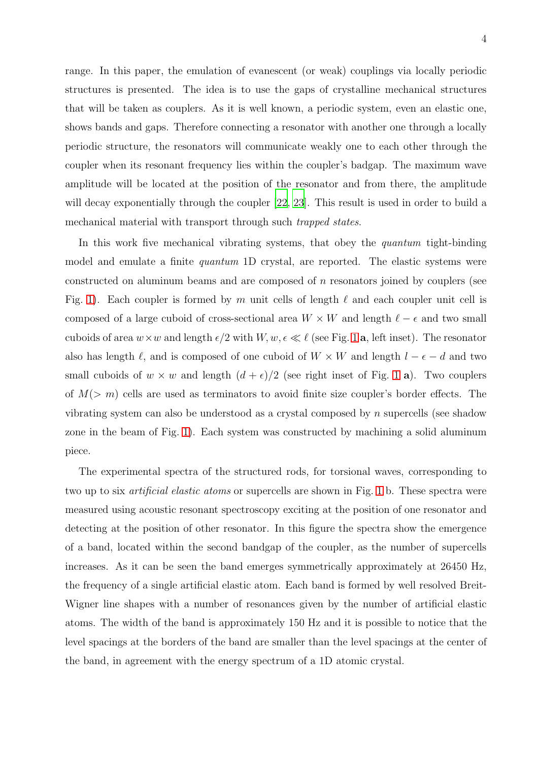range. In this paper, the emulation of evanescent (or weak) couplings via locally periodic structures is presented. The idea is to use the gaps of crystalline mechanical structures that will be taken as couplers. As it is well known, a periodic system, even an elastic one, shows bands and gaps. Therefore connecting a resonator with another one through a locally periodic structure, the resonators will communicate weakly one to each other through the coupler when its resonant frequency lies within the coupler's badgap. The maximum wave amplitude will be located at the position of the resonator and from there, the amplitude will decay exponentially through the coupler [22, 23]. This result is used in order to build a mechanical material with transport through such *trapped states*.

In this work five mechanical vibrating systems, that obey the *quantum* tight-binding model and emulate a finite *quantum* 1D crystal, are reported. The elastic systems were constructed on aluminum beams and are composed of $n$ resonators joined by couplers (see Fig. 1). Each coupler is formed by $m$ unit cells of length $\ell$ and each coupler unit cell is composed of a large cuboid of cross-sectional area $W \times W$ and length $\ell - \epsilon$ and two small cuboids of area $w \times w$ and length $\epsilon/2$ with $W, w, \epsilon \ll \ell$ (see Fig. 1 **a**, left inset). The resonator also has length $\ell$, and is composed of one cuboid of $W \times W$ and length $l - \epsilon - d$ and two small cuboids of $w \times w$ and length $(d + \epsilon)/2$ (see right inset of Fig. 1 **a**). Two couplers of $M(> m)$ cells are used as terminators to avoid finite size coupler's border effects. The vibrating system can also be understood as a crystal composed by $n$ supercells (see shadow zone in the beam of Fig. 1). Each system was constructed by machining a solid aluminum piece.

The experimental spectra of the structured rods, for torsional waves, corresponding to two up to six *artificial elastic atoms* or supercells are shown in Fig. 1 b. These spectra were measured using acoustic resonant spectroscopy exciting at the position of one resonator and detecting at the position of other resonator. In this figure the spectra show the emergence of a band, located within the second bandgap of the coupler, as the number of supercells increases. As it can be seen the band emerges symmetrically approximately at 26450 Hz, the frequency of a single artificial elastic atom. Each band is formed by well resolved Breit-Wigner line shapes with a number of resonances given by the number of artificial elastic atoms. The width of the band is approximately 150 Hz and it is possible to notice that the level spacings at the borders of the band are smaller than the level spacings at the center of the band, in agreement with the energy spectrum of a 1D atomic crystal.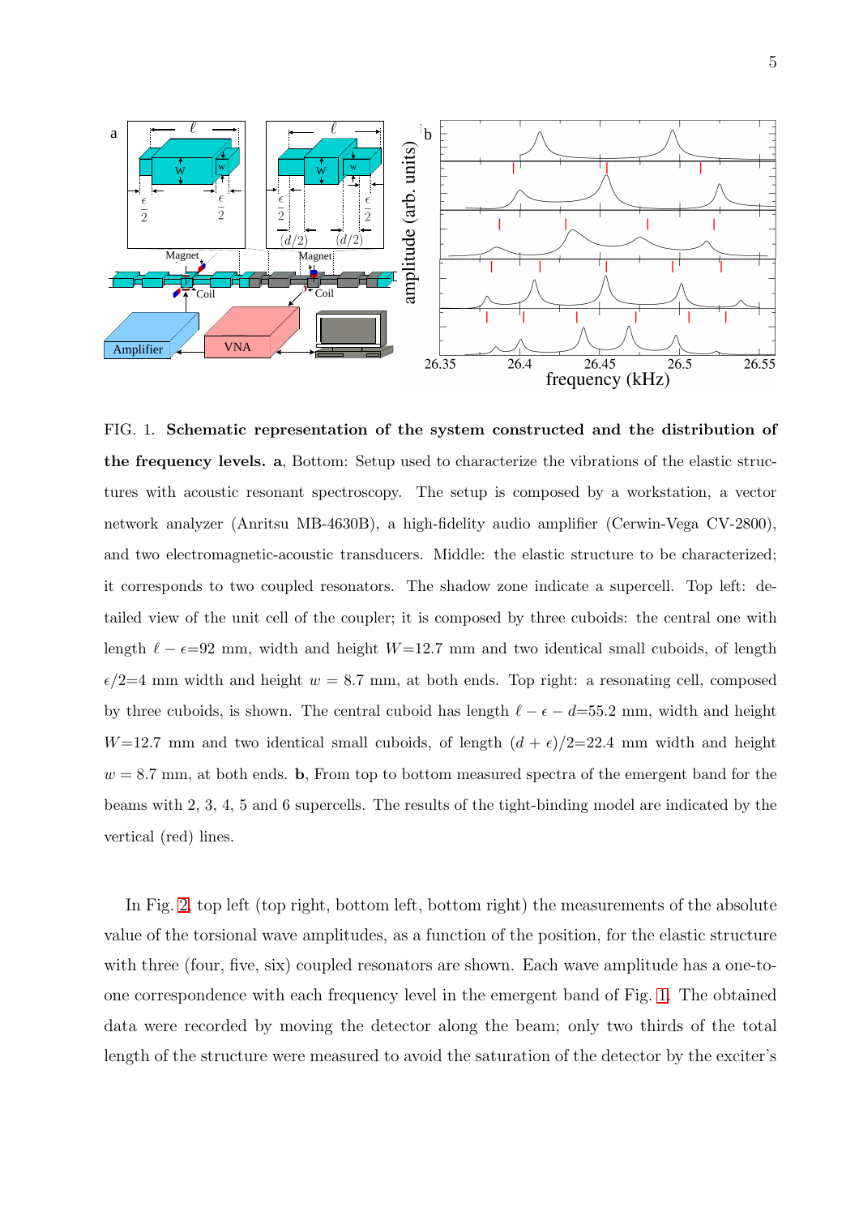FIG. 1. **Schematic representation of the system constructed and the distribution of the frequency levels. a**, Bottom: Setup used to characterize the vibrations of the elastic structures with acoustic resonant spectroscopy. The setup is composed by a workstation, a vector network analyzer (Anritsu MB-4630B), a high-fidelity audio amplifier (Cerwin-Vega CV-2800), and two electromagnetic-acoustic transducers. Middle: the elastic structure to be characterized; it corresponds to two coupled resonators. The shadow zone indicate a supercell. Top left: detailed view of the unit cell of the coupler; it is composed by three cuboids: the central one with length $\ell - \epsilon$=92 mm, width and height $W$=12.7 mm and two identical small cuboids, of length $\epsilon/2$=4 mm width and height $w$ = 8.7 mm, at both ends. Top right: a resonating cell, composed by three cuboids, is shown. The central cuboid has length $\ell - \epsilon - d$=55.2 mm, width and height $W$=12.7 mm and two identical small cuboids, of length $(d + \epsilon)/2$=22.4 mm width and height $w$ = 8.7 mm, at both ends. **b**, From top to bottom measured spectra of the emergent band for the beams with 2, 3, 4, 5 and 6 supercells. The results of the tight-binding model are indicated by the vertical (red) lines.

In Fig. 2, top left (top right, bottom left, bottom right) the measurements of the absolute value of the torsional wave amplitudes, as a function of the position, for the elastic structure with three (four, five, six) coupled resonators are shown. Each wave amplitude has a one-to-one correspondence with each frequency level in the emergent band of Fig. 1. The obtained data were recorded by moving the detector along the beam; only two thirds of the total length of the structure were measured to avoid the saturation of the detector by the exciter's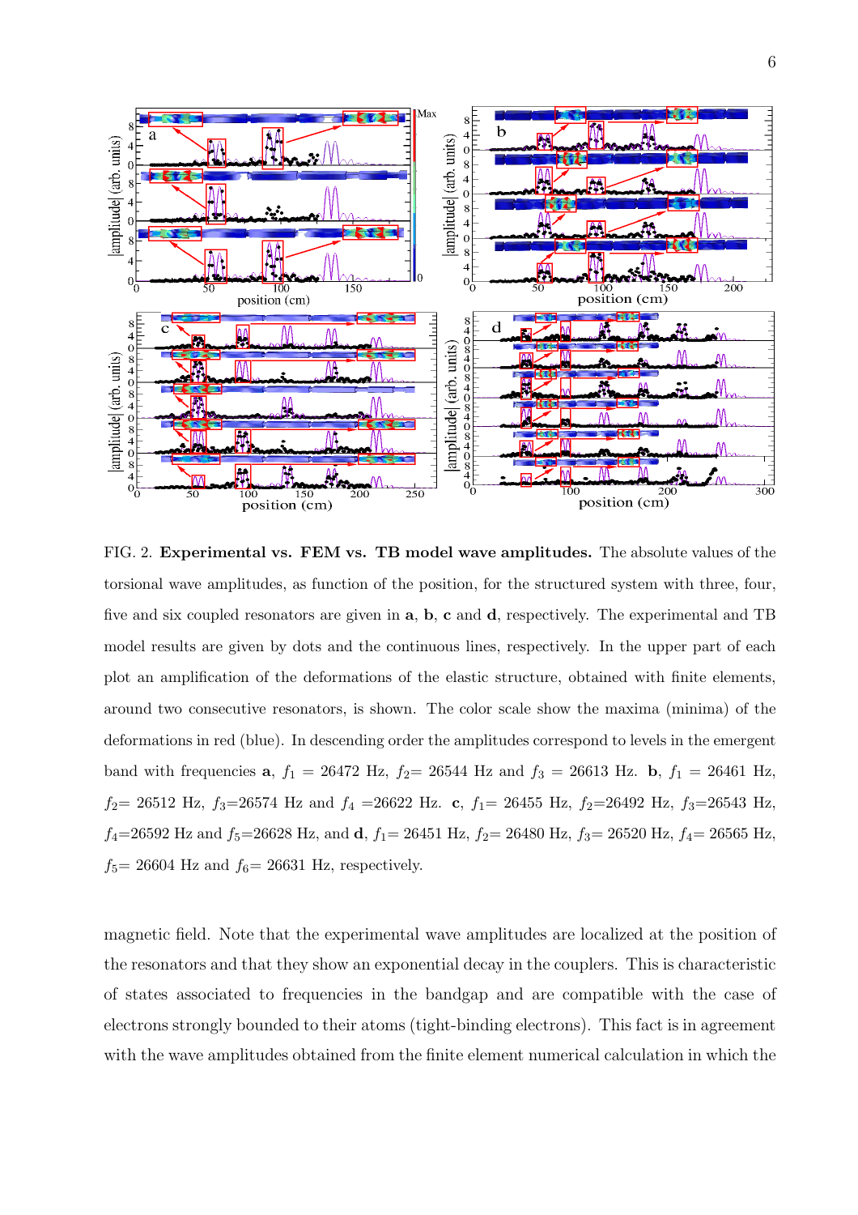FIG. 2. **Experimental vs. FEM vs. TB model wave amplitudes.** The absolute values of the torsional wave amplitudes, as function of the position, for the structured system with three, four, five and six coupled resonators are given in **a**, **b**, **c** and **d**, respectively. The experimental and TB model results are given by dots and the continuous lines, respectively. In the upper part of each plot an amplification of the deformations of the elastic structure, obtained with finite elements, around two consecutive resonators, is shown. The color scale show the maxima (minima) of the deformations in red (blue). In descending order the amplitudes correspond to levels in the emergent band with frequencies **a**, $f_1$ = 26472 Hz, $f_2$= 26544 Hz and $f_3$ = 26613 Hz. **b**, $f_1$ = 26461 Hz, $f_2$= 26512 Hz, $f_3$=26574 Hz and $f_4$ =26622 Hz. **c**, $f_1$= 26455 Hz, $f_2$=26492 Hz, $f_3$=26543 Hz, $f_4$=26592 Hz and $f_5$=26628 Hz, and **d**, $f_1$= 26451 Hz, $f_2$= 26480 Hz, $f_3$= 26520 Hz, $f_4$= 26565 Hz, $f_5$= 26604 Hz and $f_6$= 26631 Hz, respectively.

magnetic field. Note that the experimental wave amplitudes are localized at the position of the resonators and that they show an exponential decay in the couplers. This is characteristic of states associated to frequencies in the bandgap and are compatible with the case of electrons strongly bounded to their atoms (tight-binding electrons). This fact is in agreement with the wave amplitudes obtained from the finite element numerical calculation in which the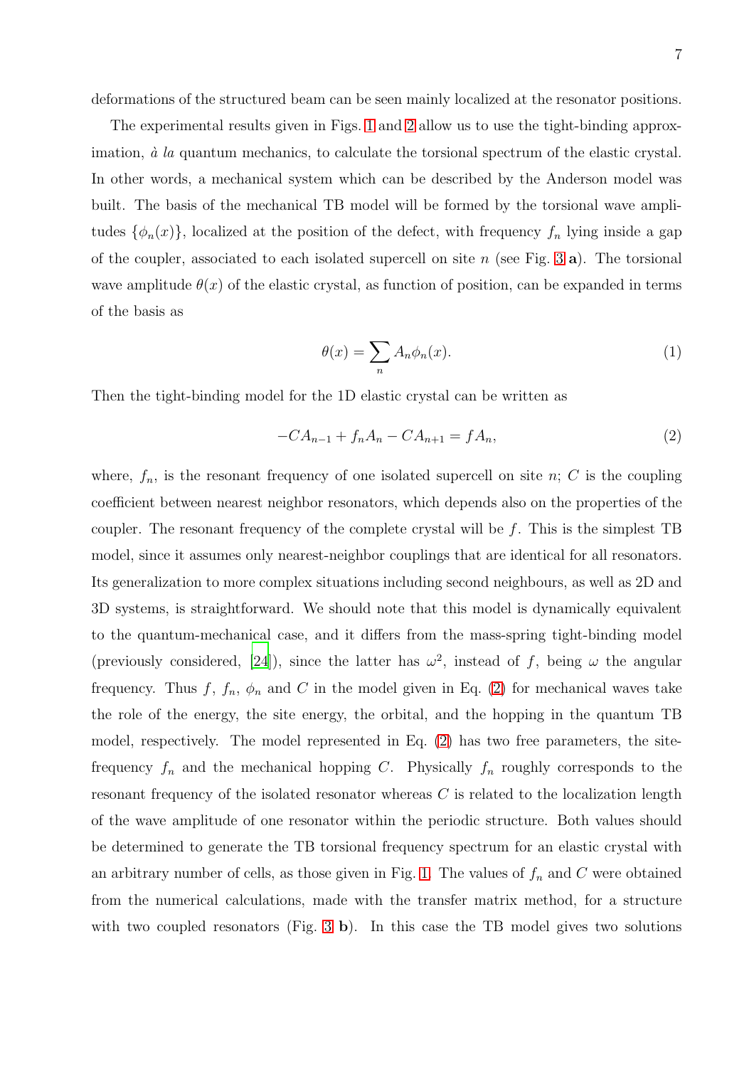deformations of the structured beam can be seen mainly localized at the resonator positions.

The experimental results given in Figs. 1 and 2 allow us to use the tight-binding approximation, *à la* quantum mechanics, to calculate the torsional spectrum of the elastic crystal. In other words, a mechanical system which can be described by the Anderson model was built. The basis of the mechanical TB model will be formed by the torsional wave amplitudes $\{\phi_n(x)\}$, localized at the position of the defect, with frequency $f_n$ lying inside a gap of the coupler, associated to each isolated supercell on site $n$ (see Fig. 3 **a**). The torsional wave amplitude $\theta(x)$ of the elastic crystal, as function of position, can be expanded in terms of the basis as

$$\theta(x) = \sum_n A_n \phi_n(x). \tag{1}$$

Then the tight-binding model for the 1D elastic crystal can be written as

$$-CA_{n-1} + f_n A_n - CA_{n+1} = f A_n, \tag{2}$$

where, $f_n$, is the resonant frequency of one isolated supercell on site $n$; $C$ is the coupling coefficient between nearest neighbor resonators, which depends also on the properties of the coupler. The resonant frequency of the complete crystal will be $f$. This is the simplest TB model, since it assumes only nearest-neighbor couplings that are identical for all resonators. Its generalization to more complex situations including second neighbours, as well as 2D and 3D systems, is straightforward. We should note that this model is dynamically equivalent to the quantum-mechanical case, and it differs from the mass-spring tight-binding model (previously considered, [24]), since the latter has $\omega^2$, instead of $f$, being $\omega$ the angular frequency. Thus $f$, $f_n$, $\phi_n$ and $C$ in the model given in Eq. (2) for mechanical waves take the role of the energy, the site energy, the orbital, and the hopping in the quantum TB model, respectively. The model represented in Eq. (2) has two free parameters, the site-frequency $f_n$ and the mechanical hopping $C$. Physically $f_n$ roughly corresponds to the resonant frequency of the isolated resonator whereas $C$ is related to the localization length of the wave amplitude of one resonator within the periodic structure. Both values should be determined to generate the TB torsional frequency spectrum for an elastic crystal with an arbitrary number of cells, as those given in Fig. 1. The values of $f_n$ and $C$ were obtained from the numerical calculations, made with the transfer matrix method, for a structure with two coupled resonators (Fig. 3 **b**). In this case the TB model gives two solutions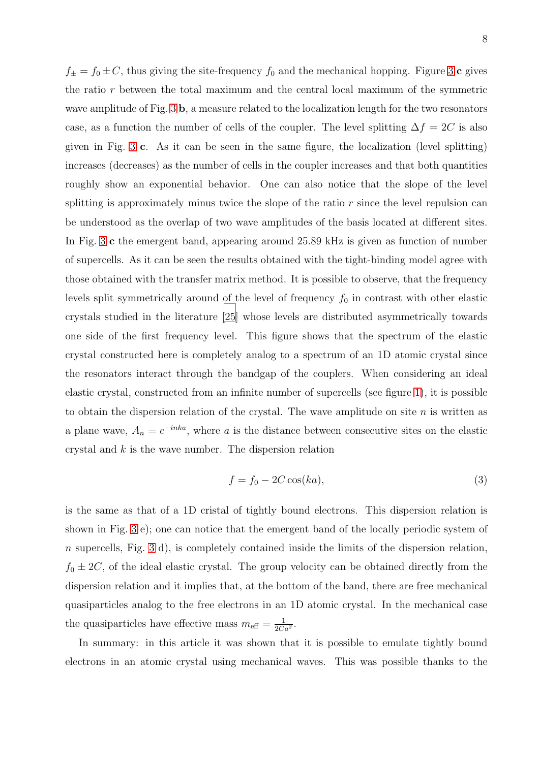$f_{\pm} = f_0 \pm C$, thus giving the site-frequency $f_0$ and the mechanical hopping. Figure 3 **c** gives the ratio $r$ between the total maximum and the central local maximum of the symmetric wave amplitude of Fig. 3 **b**, a measure related to the localization length for the two resonators case, as a function the number of cells of the coupler. The level splitting $\Delta f = 2C$ is also given in Fig. 3 **c**. As it can be seen in the same figure, the localization (level splitting) increases (decreases) as the number of cells in the coupler increases and that both quantities roughly show an exponential behavior. One can also notice that the slope of the level splitting is approximately minus twice the slope of the ratio $r$ since the level repulsion can be understood as the overlap of two wave amplitudes of the basis located at different sites. In Fig. 3 **c** the emergent band, appearing around 25.89 kHz is given as function of number of supercells. As it can be seen the results obtained with the tight-binding model agree with those obtained with the transfer matrix method. It is possible to observe, that the frequency levels split symmetrically around of the level of frequency $f_0$ in contrast with other elastic crystals studied in the literature [25] whose levels are distributed asymmetrically towards one side of the first frequency level. This figure shows that the spectrum of the elastic crystal constructed here is completely analog to a spectrum of an 1D atomic crystal since the resonators interact through the bandgap of the couplers. When considering an ideal elastic crystal, constructed from an infinite number of supercells (see figure 1), it is possible to obtain the dispersion relation of the crystal. The wave amplitude on site $n$ is written as a plane wave, $A_n = e^{-inka}$, where $a$ is the distance between consecutive sites on the elastic crystal and $k$ is the wave number. The dispersion relation

$$f = f_0 - 2C\cos(ka), \tag{3}$$

is the same as that of a 1D cristal of tightly bound electrons. This dispersion relation is shown in Fig. 3 e); one can notice that the emergent band of the locally periodic system of $n$ supercells, Fig. 3 d), is completely contained inside the limits of the dispersion relation, $f_0 \pm 2C$, of the ideal elastic crystal. The group velocity can be obtained directly from the dispersion relation and it implies that, at the bottom of the band, there are free mechanical quasiparticles analog to the free electrons in an 1D atomic crystal. In the mechanical case the quasiparticles have effective mass $m_{\text{eff}} = \frac{1}{2Ca^2}$.

In summary: in this article it was shown that it is possible to emulate tightly bound electrons in an atomic crystal using mechanical waves. This was possible thanks to the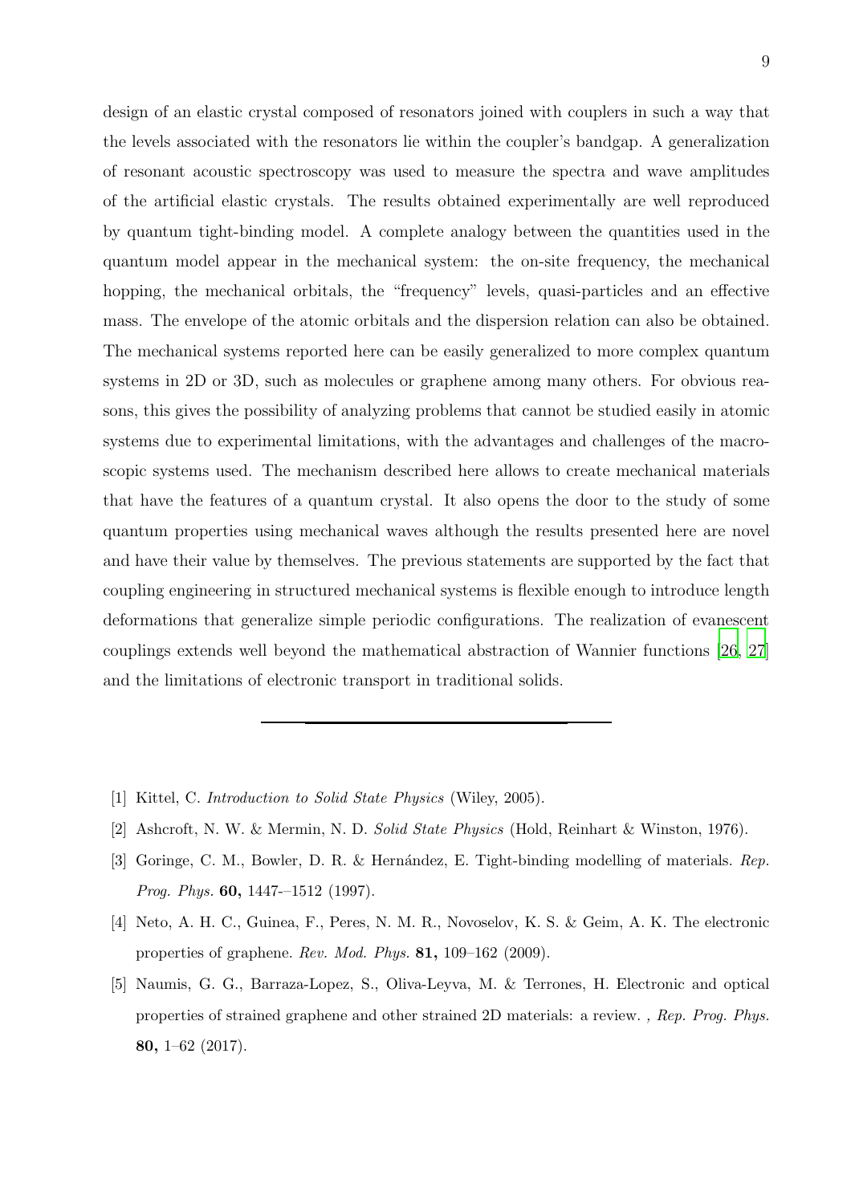design of an elastic crystal composed of resonators joined with couplers in such a way that the levels associated with the resonators lie within the coupler's bandgap. A generalization of resonant acoustic spectroscopy was used to measure the spectra and wave amplitudes of the artificial elastic crystals. The results obtained experimentally are well reproduced by quantum tight-binding model. A complete analogy between the quantities used in the quantum model appear in the mechanical system: the on-site frequency, the mechanical hopping, the mechanical orbitals, the "frequency" levels, quasi-particles and an effective mass. The envelope of the atomic orbitals and the dispersion relation can also be obtained. The mechanical systems reported here can be easily generalized to more complex quantum systems in 2D or 3D, such as molecules or graphene among many others. For obvious reasons, this gives the possibility of analyzing problems that cannot be studied easily in atomic systems due to experimental limitations, with the advantages and challenges of the macroscopic systems used. The mechanism described here allows to create mechanical materials that have the features of a quantum crystal. It also opens the door to the study of some quantum properties using mechanical waves although the results presented here are novel and have their value by themselves. The previous statements are supported by the fact that coupling engineering in structured mechanical systems is flexible enough to introduce length deformations that generalize simple periodic configurations. The realization of evanescent couplings extends well beyond the mathematical abstraction of Wannier functions [26, 27] and the limitations of electronic transport in traditional solids.

---

[1] Kittel, C. *Introduction to Solid State Physics* (Wiley, 2005).

[2] Ashcroft, N. W. & Mermin, N. D. *Solid State Physics* (Hold, Reinhart & Winston, 1976).

[3] Goringe, C. M., Bowler, D. R. & Hernández, E. Tight-binding modelling of materials. *Rep. Prog. Phys.* **60,** 1447-–1512 (1997).

[4] Neto, A. H. C., Guinea, F., Peres, N. M. R., Novoselov, K. S. & Geim, A. K. The electronic properties of graphene. *Rev. Mod. Phys.* **81,** 109–162 (2009).

[5] Naumis, G. G., Barraza-Lopez, S., Oliva-Leyva, M. & Terrones, H. Electronic and optical properties of strained graphene and other strained 2D materials: a review. , *Rep. Prog. Phys.* **80,** 1–62 (2017).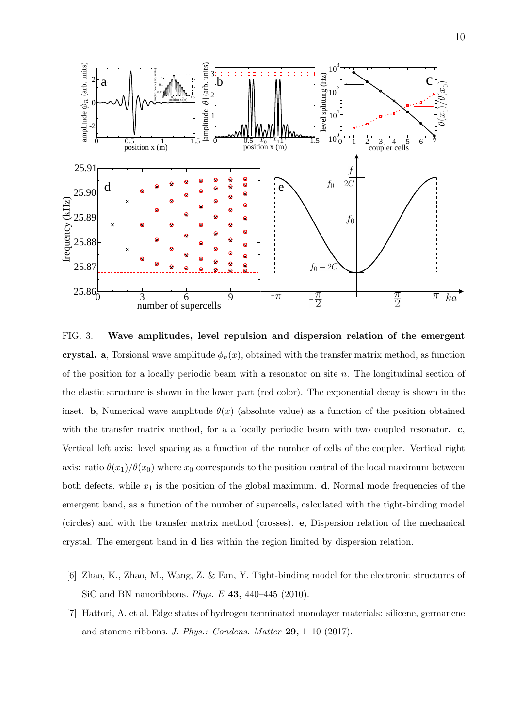FIG. 3. **Wave amplitudes, level repulsion and dispersion relation of the emergent crystal. a**, Torsional wave amplitude $\phi_n(x)$, obtained with the transfer matrix method, as function of the position for a locally periodic beam with a resonator on site $n$. The longitudinal section of the elastic structure is shown in the lower part (red color). The exponential decay is shown in the inset. **b**, Numerical wave amplitude $\theta(x)$ (absolute value) as a function of the position obtained with the transfer matrix method, for a a locally periodic beam with two coupled resonator. **c**, Vertical left axis: level spacing as a function of the number of cells of the coupler. Vertical right axis: ratio $\theta(x_1)/\theta(x_0)$ where $x_0$ corresponds to the position central of the local maximum between both defects, while $x_1$ is the position of the global maximum. **d**, Normal mode frequencies of the emergent band, as a function of the number of supercells, calculated with the tight-binding model (circles) and with the transfer matrix method (crosses). **e**, Dispersion relation of the mechanical crystal. The emergent band in **d** lies within the region limited by dispersion relation.

[6] Zhao, K., Zhao, M., Wang, Z. & Fan, Y. Tight-binding model for the electronic structures of SiC and BN nanoribbons. *Phys. E* **43,** 440–445 (2010).

[7] Hattori, A. et al. Edge states of hydrogen terminated monolayer materials: silicene, germanene and stanene ribbons. *J. Phys.: Condens. Matter* **29,** 1–10 (2017).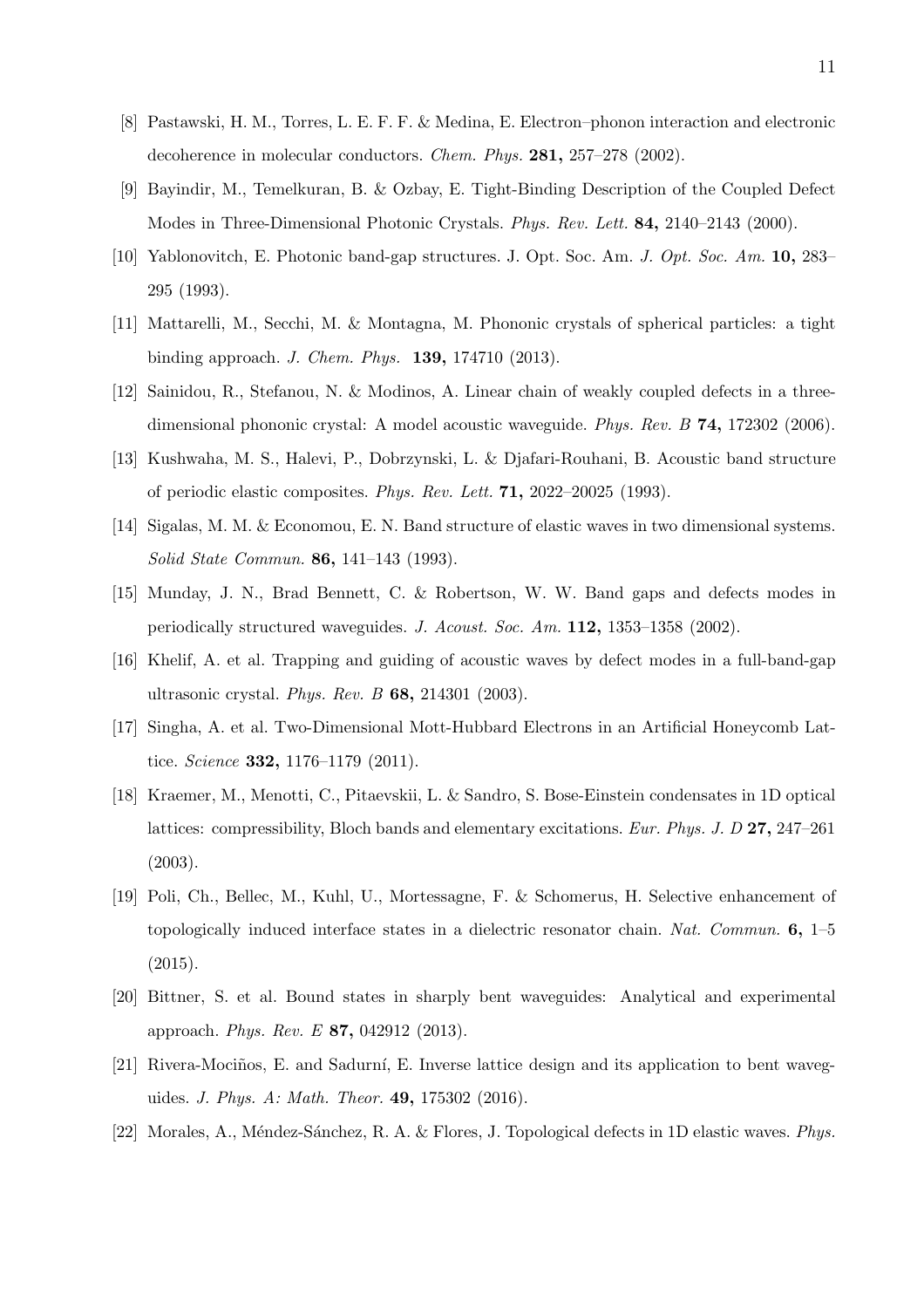[8] Pastawski, H. M., Torres, L. E. F. F. & Medina, E. Electron–phonon interaction and electronic decoherence in molecular conductors. *Chem. Phys.* **281,** 257–278 (2002).

[9] Bayindir, M., Temelkuran, B. & Ozbay, E. Tight-Binding Description of the Coupled Defect Modes in Three-Dimensional Photonic Crystals. *Phys. Rev. Lett.* **84,** 2140–2143 (2000).

[10] Yablonovitch, E. Photonic band-gap structures. J. Opt. Soc. Am. *J. Opt. Soc. Am.* **10,** 283–295 (1993).

[11] Mattarelli, M., Secchi, M. & Montagna, M. Phononic crystals of spherical particles: a tight binding approach. *J. Chem. Phys.* **139,** 174710 (2013).

[12] Sainidou, R., Stefanou, N. & Modinos, A. Linear chain of weakly coupled defects in a three-dimensional phononic crystal: A model acoustic waveguide. *Phys. Rev. B* **74,** 172302 (2006).

[13] Kushwaha, M. S., Halevi, P., Dobrzynski, L. & Djafari-Rouhani, B. Acoustic band structure of periodic elastic composites. *Phys. Rev. Lett.* **71,** 2022–20025 (1993).

[14] Sigalas, M. M. & Economou, E. N. Band structure of elastic waves in two dimensional systems. *Solid State Commun.* **86,** 141–143 (1993).

[15] Munday, J. N., Brad Bennett, C. & Robertson, W. W. Band gaps and defects modes in periodically structured waveguides. *J. Acoust. Soc. Am.* **112,** 1353–1358 (2002).

[16] Khelif, A. et al. Trapping and guiding of acoustic waves by defect modes in a full-band-gap ultrasonic crystal. *Phys. Rev. B* **68,** 214301 (2003).

[17] Singha, A. et al. Two-Dimensional Mott-Hubbard Electrons in an Artificial Honeycomb Lattice. *Science* **332,** 1176–1179 (2011).

[18] Kraemer, M., Menotti, C., Pitaevskii, L. & Sandro, S. Bose-Einstein condensates in 1D optical lattices: compressibility, Bloch bands and elementary excitations. *Eur. Phys. J. D* **27,** 247–261 (2003).

[19] Poli, Ch., Bellec, M., Kuhl, U., Mortessagne, F. & Schomerus, H. Selective enhancement of topologically induced interface states in a dielectric resonator chain. *Nat. Commun.* **6,** 1–5 (2015).

[20] Bittner, S. et al. Bound states in sharply bent waveguides: Analytical and experimental approach. *Phys. Rev. E* **87,** 042912 (2013).

[21] Rivera-Mociños, E. and Sadurní, E. Inverse lattice design and its application to bent waveguides. *J. Phys. A: Math. Theor.* **49,** 175302 (2016).

[22] Morales, A., Méndez-Sánchez, R. A. & Flores, J. Topological defects in 1D elastic waves. *Phys.*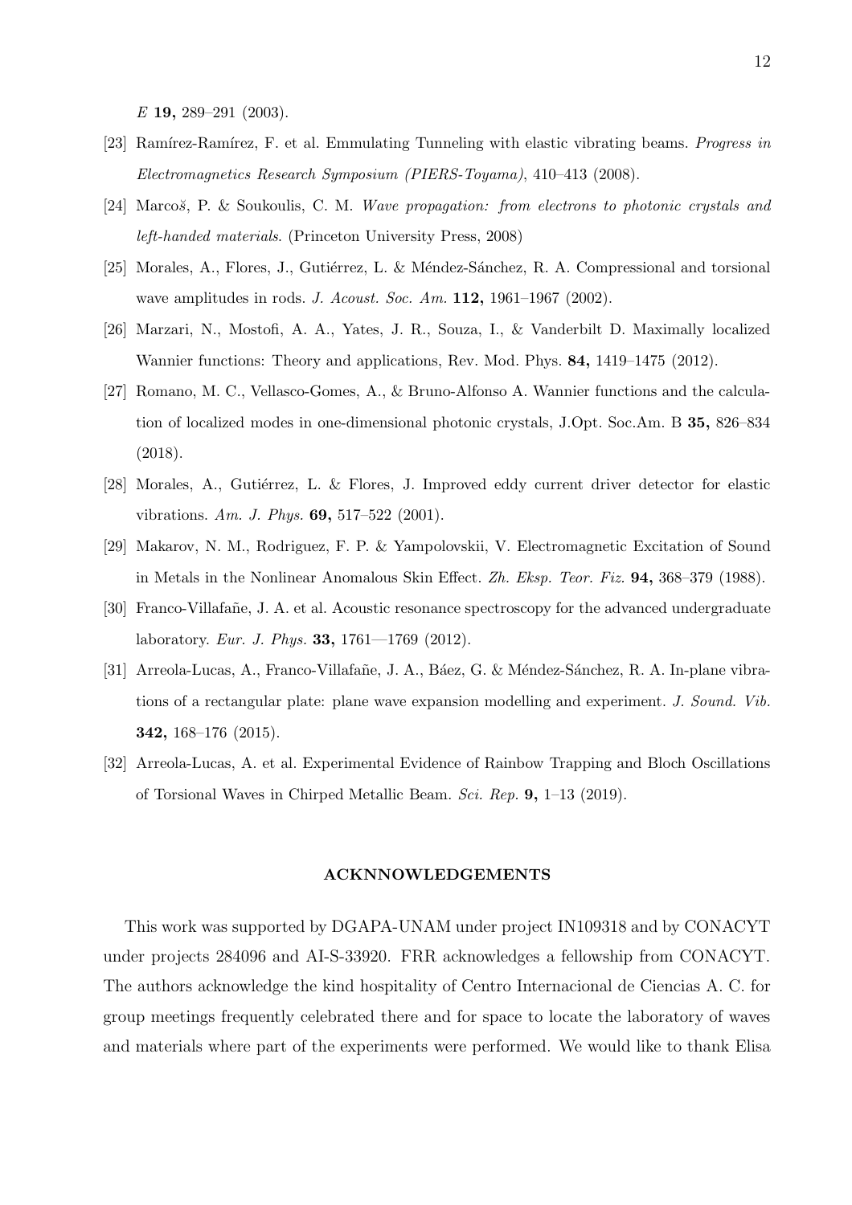*E* **19,** 289–291 (2003).

[23] Ramírez-Ramírez, F. et al. Emmulating Tunneling with elastic vibrating beams. *Progress in Electromagnetics Research Symposium (PIERS-Toyama)*, 410–413 (2008).

[24] Marcoš, P. & Soukoulis, C. M. *Wave propagation: from electrons to photonic crystals and left-handed materials*. (Princeton University Press, 2008)

[25] Morales, A., Flores, J., Gutiérrez, L. & Méndez-Sánchez, R. A. Compressional and torsional wave amplitudes in rods. *J. Acoust. Soc. Am.* **112,** 1961–1967 (2002).

[26] Marzari, N., Mostofi, A. A., Yates, J. R., Souza, I., & Vanderbilt D. Maximally localized Wannier functions: Theory and applications, Rev. Mod. Phys. **84,** 1419–1475 (2012).

[27] Romano, M. C., Vellasco-Gomes, A., & Bruno-Alfonso A. Wannier functions and the calculation of localized modes in one-dimensional photonic crystals, J.Opt. Soc.Am. B **35,** 826–834 (2018).

[28] Morales, A., Gutiérrez, L. & Flores, J. Improved eddy current driver detector for elastic vibrations. *Am. J. Phys.* **69,** 517–522 (2001).

[29] Makarov, N. M., Rodriguez, F. P. & Yampolovskii, V. Electromagnetic Excitation of Sound in Metals in the Nonlinear Anomalous Skin Effect. *Zh. Eksp. Teor. Fiz.* **94,** 368–379 (1988).

[30] Franco-Villafañe, J. A. et al. Acoustic resonance spectroscopy for the advanced undergraduate laboratory. *Eur. J. Phys.* **33,** 1761—1769 (2012).

[31] Arreola-Lucas, A., Franco-Villafañe, J. A., Báez, G. & Méndez-Sánchez, R. A. In-plane vibrations of a rectangular plate: plane wave expansion modelling and experiment. *J. Sound. Vib.* **342,** 168–176 (2015).

[32] Arreola-Lucas, A. et al. Experimental Evidence of Rainbow Trapping and Bloch Oscillations of Torsional Waves in Chirped Metallic Beam. *Sci. Rep.* **9,** 1–13 (2019).

## ACKNNOWLEDGEMENTS

This work was supported by DGAPA-UNAM under project IN109318 and by CONACYT under projects 284096 and AI-S-33920. FRR acknowledges a fellowship from CONACYT. The authors acknowledge the kind hospitality of Centro Internacional de Ciencias A. C. for group meetings frequently celebrated there and for space to locate the laboratory of waves and materials where part of the experiments were performed. We would like to thank Elisa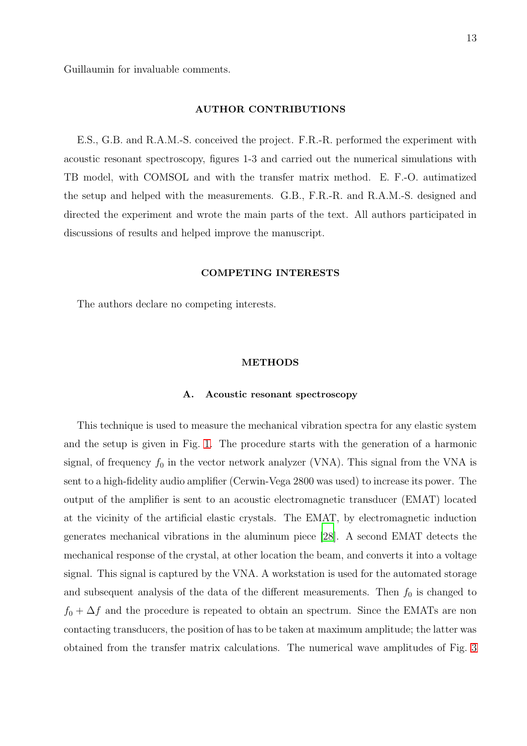Guillaumin for invaluable comments.

## AUTHOR CONTRIBUTIONS

E.S., G.B. and R.A.M.-S. conceived the project. F.R.-R. performed the experiment with acoustic resonant spectroscopy, figures 1-3 and carried out the numerical simulations with TB model, with COMSOL and with the transfer matrix method. E. F.-O. automatized the setup and helped with the measurements. G.B., F.R.-R. and R.A.M.-S. designed and directed the experiment and wrote the main parts of the text. All authors participated in discussions of results and helped improve the manuscript.

## COMPETING INTERESTS

The authors declare no competing interests.

## METHODS

### A. Acoustic resonant spectroscopy

This technique is used to measure the mechanical vibration spectra for any elastic system and the setup is given in Fig. 1. The procedure starts with the generation of a harmonic signal, of frequency $f_0$ in the vector network analyzer (VNA). This signal from the VNA is sent to a high-fidelity audio amplifier (Cerwin-Vega 2800 was used) to increase its power. The output of the amplifier is sent to an acoustic electromagnetic transducer (EMAT) located at the vicinity of the artificial elastic crystals. The EMAT, by electromagnetic induction generates mechanical vibrations in the aluminum piece [28]. A second EMAT detects the mechanical response of the crystal, at other location the beam, and converts it into a voltage signal. This signal is captured by the VNA. A workstation is used for the automated storage and subsequent analysis of the data of the different measurements. Then $f_0$ is changed to $f_0 + \Delta f$ and the procedure is repeated to obtain an spectrum. Since the EMATs are non contacting transducers, the position of has to be taken at maximum amplitude; the latter was obtained from the transfer matrix calculations. The numerical wave amplitudes of Fig. 3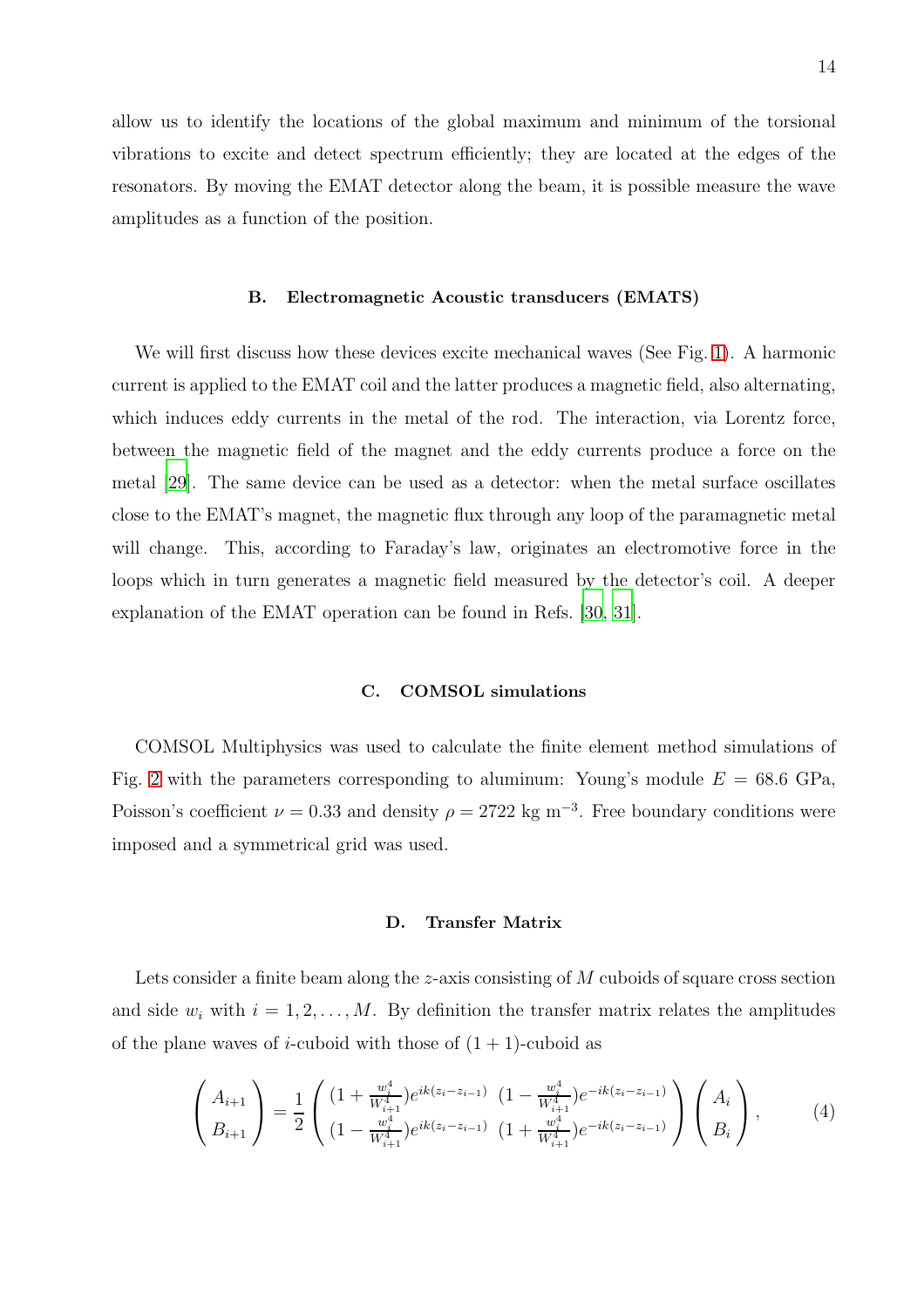allow us to identify the locations of the global maximum and minimum of the torsional vibrations to excite and detect spectrum efficiently; they are located at the edges of the resonators. By moving the EMAT detector along the beam, it is possible measure the wave amplitudes as a function of the position.

### B. Electromagnetic Acoustic transducers (EMATS)

We will first discuss how these devices excite mechanical waves (See Fig. 1). A harmonic current is applied to the EMAT coil and the latter produces a magnetic field, also alternating, which induces eddy currents in the metal of the rod. The interaction, via Lorentz force, between the magnetic field of the magnet and the eddy currents produce a force on the metal [29]. The same device can be used as a detector: when the metal surface oscillates close to the EMAT's magnet, the magnetic flux through any loop of the paramagnetic metal will change. This, according to Faraday's law, originates an electromotive force in the loops which in turn generates a magnetic field measured by the detector's coil. A deeper explanation of the EMAT operation can be found in Refs. [30, 31].

### C. COMSOL simulations

COMSOL Multiphysics was used to calculate the finite element method simulations of Fig. 2 with the parameters corresponding to aluminum: Young's module $E = 68.6$ GPa, Poisson's coefficient $\nu = 0.33$ and density $\rho = 2722$ kg m$^{-3}$. Free boundary conditions were imposed and a symmetrical grid was used.

### D. Transfer Matrix

Lets consider a finite beam along the $z$-axis consisting of $M$ cuboids of square cross section and side $w_i$ with $i = 1, 2, \ldots, M$. By definition the transfer matrix relates the amplitudes of the plane waves of $i$-cuboid with those of $(1+1)$-cuboid as

$$
\begin{pmatrix} A_{i+1} \\ B_{i+1} \end{pmatrix} = \frac{1}{2} \begin{pmatrix} (1 + \frac{w_i^4}{W_{i+1}^4})e^{ik(z_i - z_{i-1})} & (1 - \frac{w_i^4}{W_{i+1}^4})e^{-ik(z_i - z_{i-1})} \\ (1 - \frac{w_i^4}{W_{i+1}^4})e^{ik(z_i - z_{i-1})} & (1 + \frac{w_i^4}{W_{i+1}^4})e^{-ik(z_i - z_{i-1})} \end{pmatrix} \begin{pmatrix} A_i \\ B_i \end{pmatrix}, \tag{4}
$$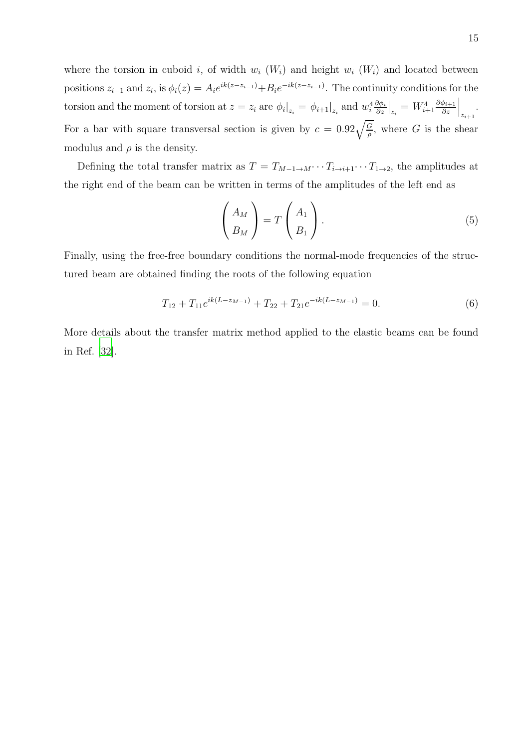where the torsion in cuboid $i$, of width $w_i$ ($W_i$) and height $w_i$ ($W_i$) and located between positions $z_{i-1}$ and $z_i$, is $\phi_i(z) = A_i e^{ik(z-z_{i-1})} + B_i e^{-ik(z-z_{i-1})}$. The continuity conditions for the torsion and the moment of torsion at $z = z_i$ are $\phi_i\big|_{z_i} = \phi_{i+1}\big|_{z_i}$ and $w_i^4 \frac{\partial \phi_i}{\partial z}\Big|_{z_i} = W_{i+1}^4 \frac{\partial \phi_{i+1}}{\partial z}\Big|_{z_{i+1}}$. For a bar with square transversal section is given by $c = 0.92\sqrt{\frac{G}{\rho}}$, where $G$ is the shear modulus and $\rho$ is the density.

Defining the total transfer matrix as $T = T_{M-1\to M} \cdots T_{i\to i+1} \cdots T_{1\to 2}$, the amplitudes at the right end of the beam can be written in terms of the amplitudes of the left end as

$$\begin{pmatrix} A_M \\ B_M \end{pmatrix} = T \begin{pmatrix} A_1 \\ B_1 \end{pmatrix}. \tag{5}$$

Finally, using the free-free boundary conditions the normal-mode frequencies of the structured beam are obtained finding the roots of the following equation

$$T_{12} + T_{11} e^{ik(L-z_{M-1})} + T_{22} + T_{21} e^{-ik(L-z_{M-1})} = 0. \tag{6}$$

More details about the transfer matrix method applied to the elastic beams can be found in Ref. [32].